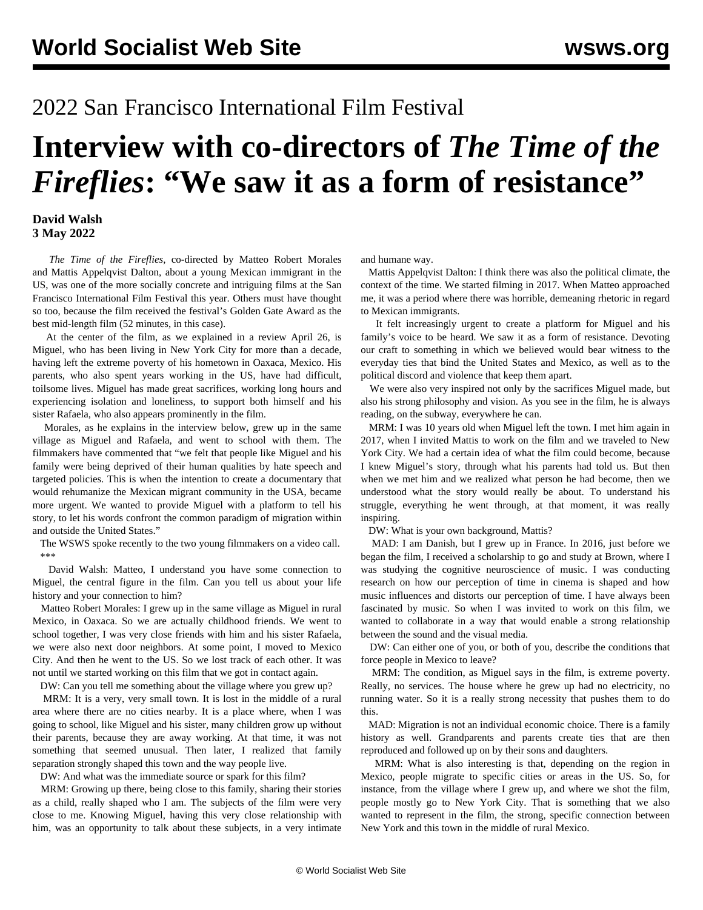# 2022 San Francisco International Film Festival

# Interview with co-directors of *The Time of the Fireflies*: "We saw it as a form of resistance"

**David Walsh**
**3 May 2022**

*The Time of the Fireflies*, co-directed by Matteo Robert Morales and Mattis Appelqvist Dalton, about a young Mexican immigrant in the US, was one of the more socially concrete and intriguing films at the San Francisco International Film Festival this year. Others must have thought so too, because the film received the festival's Golden Gate Award as the best mid-length film (52 minutes, in this case).

At the center of the film, as we explained in a review April 26, is Miguel, who has been living in New York City for more than a decade, having left the extreme poverty of his hometown in Oaxaca, Mexico. His parents, who also spent years working in the US, have had difficult, toilsome lives. Miguel has made great sacrifices, working long hours and experiencing isolation and loneliness, to support both himself and his sister Rafaela, who also appears prominently in the film.

Morales, as he explains in the interview below, grew up in the same village as Miguel and Rafaela, and went to school with them. The filmmakers have commented that "we felt that people like Miguel and his family were being deprived of their human qualities by hate speech and targeted policies. This is when the intention to create a documentary that would rehumanize the Mexican migrant community in the USA, became more urgent. We wanted to provide Miguel with a platform to tell his story, to let his words confront the common paradigm of migration within and outside the United States."

The WSWS spoke recently to the two young filmmakers on a video call.

\*\*\*

David Walsh: Matteo, I understand you have some connection to Miguel, the central figure in the film. Can you tell us about your life history and your connection to him?

Matteo Robert Morales: I grew up in the same village as Miguel in rural Mexico, in Oaxaca. So we are actually childhood friends. We went to school together, I was very close friends with him and his sister Rafaela, we were also next door neighbors. At some point, I moved to Mexico City. And then he went to the US. So we lost track of each other. It was not until we started working on this film that we got in contact again.

DW: Can you tell me something about the village where you grew up?

MRM: It is a very, very small town. It is lost in the middle of a rural area where there are no cities nearby. It is a place where, when I was going to school, like Miguel and his sister, many children grow up without their parents, because they are away working. At that time, it was not something that seemed unusual. Then later, I realized that family separation strongly shaped this town and the way people live.

DW: And what was the immediate source or spark for this film?

MRM: Growing up there, being close to this family, sharing their stories as a child, really shaped who I am. The subjects of the film were very close to me. Knowing Miguel, having this very close relationship with him, was an opportunity to talk about these subjects, in a very intimate and humane way.

Mattis Appelqvist Dalton: I think there was also the political climate, the context of the time. We started filming in 2017. When Matteo approached me, it was a period where there was horrible, demeaning rhetoric in regard to Mexican immigrants.

It felt increasingly urgent to create a platform for Miguel and his family's voice to be heard. We saw it as a form of resistance. Devoting our craft to something in which we believed would bear witness to the everyday ties that bind the United States and Mexico, as well as to the political discord and violence that keep them apart.

We were also very inspired not only by the sacrifices Miguel made, but also his strong philosophy and vision. As you see in the film, he is always reading, on the subway, everywhere he can.

MRM: I was 10 years old when Miguel left the town. I met him again in 2017, when I invited Mattis to work on the film and we traveled to New York City. We had a certain idea of what the film could become, because I knew Miguel's story, through what his parents had told us. But then when we met him and we realized what person he had become, then we understood what the story would really be about. To understand his struggle, everything he went through, at that moment, it was really inspiring.

DW: What is your own background, Mattis?

MAD: I am Danish, but I grew up in France. In 2016, just before we began the film, I received a scholarship to go and study at Brown, where I was studying the cognitive neuroscience of music. I was conducting research on how our perception of time in cinema is shaped and how music influences and distorts our perception of time. I have always been fascinated by music. So when I was invited to work on this film, we wanted to collaborate in a way that would enable a strong relationship between the sound and the visual media.

DW: Can either one of you, or both of you, describe the conditions that force people in Mexico to leave?

MRM: The condition, as Miguel says in the film, is extreme poverty. Really, no services. The house where he grew up had no electricity, no running water. So it is a really strong necessity that pushes them to do this.

MAD: Migration is not an individual economic choice. There is a family history as well. Grandparents and parents create ties that are then reproduced and followed up on by their sons and daughters.

MRM: What is also interesting is that, depending on the region in Mexico, people migrate to specific cities or areas in the US. So, for instance, from the village where I grew up, and where we shot the film, people mostly go to New York City. That is something that we also wanted to represent in the film, the strong, specific connection between New York and this town in the middle of rural Mexico.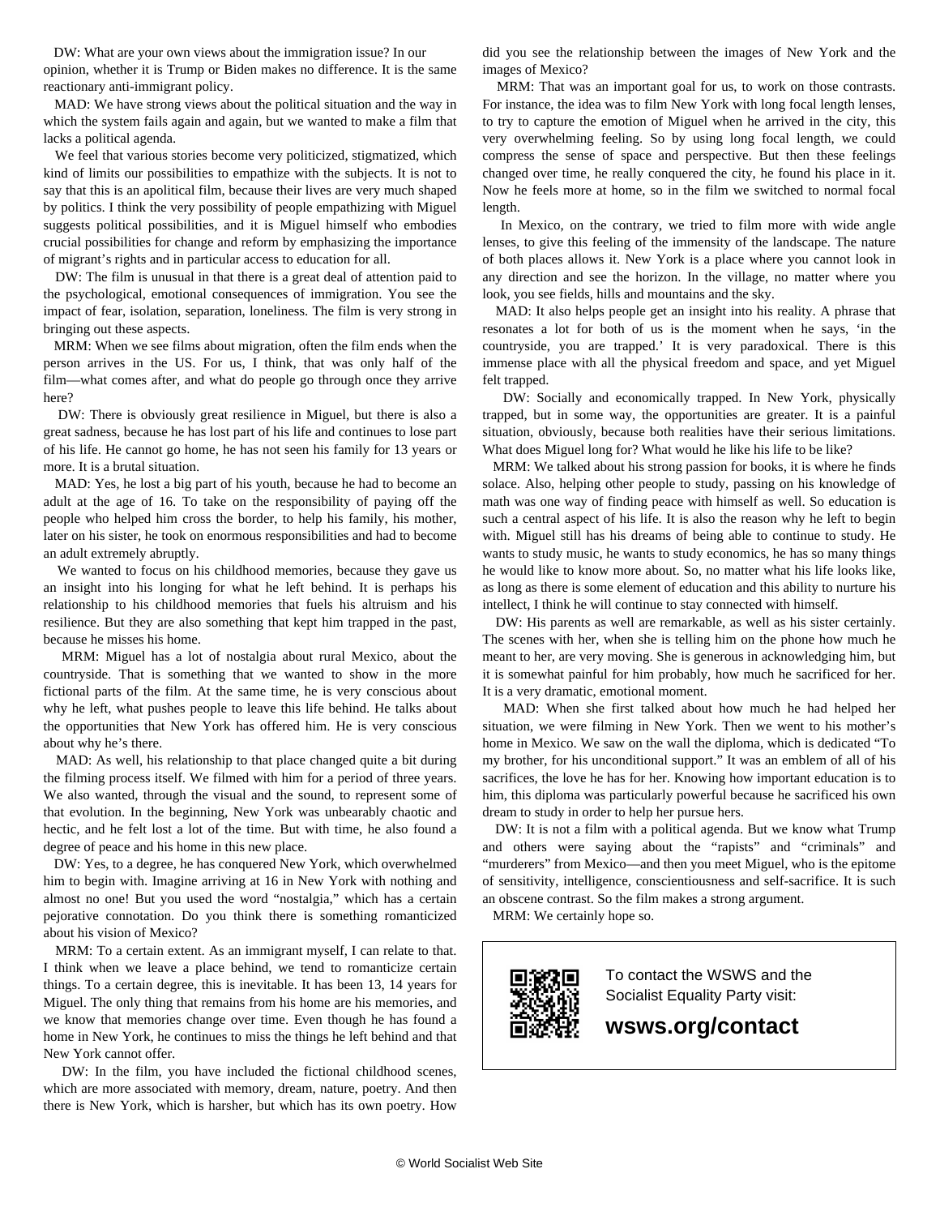DW: What are your own views about the immigration issue? In our opinion, whether it is Trump or Biden makes no difference. It is the same reactionary anti-immigrant policy.

MAD: We have strong views about the political situation and the way in which the system fails again and again, but we wanted to make a film that lacks a political agenda.

We feel that various stories become very politicized, stigmatized, which kind of limits our possibilities to empathize with the subjects. It is not to say that this is an apolitical film, because their lives are very much shaped by politics. I think the very possibility of people empathizing with Miguel suggests political possibilities, and it is Miguel himself who embodies crucial possibilities for change and reform by emphasizing the importance of migrant's rights and in particular access to education for all.

DW: The film is unusual in that there is a great deal of attention paid to the psychological, emotional consequences of immigration. You see the impact of fear, isolation, separation, loneliness. The film is very strong in bringing out these aspects.

MRM: When we see films about migration, often the film ends when the person arrives in the US. For us, I think, that was only half of the film—what comes after, and what do people go through once they arrive here?

DW: There is obviously great resilience in Miguel, but there is also a great sadness, because he has lost part of his life and continues to lose part of his life. He cannot go home, he has not seen his family for 13 years or more. It is a brutal situation.

MAD: Yes, he lost a big part of his youth, because he had to become an adult at the age of 16. To take on the responsibility of paying off the people who helped him cross the border, to help his family, his mother, later on his sister, he took on enormous responsibilities and had to become an adult extremely abruptly.

We wanted to focus on his childhood memories, because they gave us an insight into his longing for what he left behind. It is perhaps his relationship to his childhood memories that fuels his altruism and his resilience. But they are also something that kept him trapped in the past, because he misses his home.

MRM: Miguel has a lot of nostalgia about rural Mexico, about the countryside. That is something that we wanted to show in the more fictional parts of the film. At the same time, he is very conscious about why he left, what pushes people to leave this life behind. He talks about the opportunities that New York has offered him. He is very conscious about why he's there.

MAD: As well, his relationship to that place changed quite a bit during the filming process itself. We filmed with him for a period of three years. We also wanted, through the visual and the sound, to represent some of that evolution. In the beginning, New York was unbearably chaotic and hectic, and he felt lost a lot of the time. But with time, he also found a degree of peace and his home in this new place.

DW: Yes, to a degree, he has conquered New York, which overwhelmed him to begin with. Imagine arriving at 16 in New York with nothing and almost no one! But you used the word "nostalgia," which has a certain pejorative connotation. Do you think there is something romanticized about his vision of Mexico?

MRM: To a certain extent. As an immigrant myself, I can relate to that. I think when we leave a place behind, we tend to romanticize certain things. To a certain degree, this is inevitable. It has been 13, 14 years for Miguel. The only thing that remains from his home are his memories, and we know that memories change over time. Even though he has found a home in New York, he continues to miss the things he left behind and that New York cannot offer.

DW: In the film, you have included the fictional childhood scenes, which are more associated with memory, dream, nature, poetry. And then there is New York, which is harsher, but which has its own poetry. How did you see the relationship between the images of New York and the images of Mexico?

MRM: That was an important goal for us, to work on those contrasts. For instance, the idea was to film New York with long focal length lenses, to try to capture the emotion of Miguel when he arrived in the city, this very overwhelming feeling. So by using long focal length, we could compress the sense of space and perspective. But then these feelings changed over time, he really conquered the city, he found his place in it. Now he feels more at home, so in the film we switched to normal focal length.

In Mexico, on the contrary, we tried to film more with wide angle lenses, to give this feeling of the immensity of the landscape. The nature of both places allows it. New York is a place where you cannot look in any direction and see the horizon. In the village, no matter where you look, you see fields, hills and mountains and the sky.

MAD: It also helps people get an insight into his reality. A phrase that resonates a lot for both of us is the moment when he says, 'in the countryside, you are trapped.' It is very paradoxical. There is this immense place with all the physical freedom and space, and yet Miguel felt trapped.

DW: Socially and economically trapped. In New York, physically trapped, but in some way, the opportunities are greater. It is a painful situation, obviously, because both realities have their serious limitations. What does Miguel long for? What would he like his life to be like?

MRM: We talked about his strong passion for books, it is where he finds solace. Also, helping other people to study, passing on his knowledge of math was one way of finding peace with himself as well. So education is such a central aspect of his life. It is also the reason why he left to begin with. Miguel still has his dreams of being able to continue to study. He wants to study music, he wants to study economics, he has so many things he would like to know more about. So, no matter what his life looks like, as long as there is some element of education and this ability to nurture his intellect, I think he will continue to stay connected with himself.

DW: His parents as well are remarkable, as well as his sister certainly. The scenes with her, when she is telling him on the phone how much he meant to her, are very moving. She is generous in acknowledging him, but it is somewhat painful for him probably, how much he sacrificed for her. It is a very dramatic, emotional moment.

MAD: When she first talked about how much he had helped her situation, we were filming in New York. Then we went to his mother's home in Mexico. We saw on the wall the diploma, which is dedicated "To my brother, for his unconditional support." It was an emblem of all of his sacrifices, the love he has for her. Knowing how important education is to him, this diploma was particularly powerful because he sacrificed his own dream to study in order to help her pursue hers.

DW: It is not a film with a political agenda. But we know what Trump and others were saying about the "rapists" and "criminals" and "murderers" from Mexico—and then you meet Miguel, who is the epitome of sensitivity, intelligence, conscientiousness and self-sacrifice. It is such an obscene contrast. So the film makes a strong argument.

MRM: We certainly hope so.

To contact the WSWS and the Socialist Equality Party visit:

**wsws.org/contact**